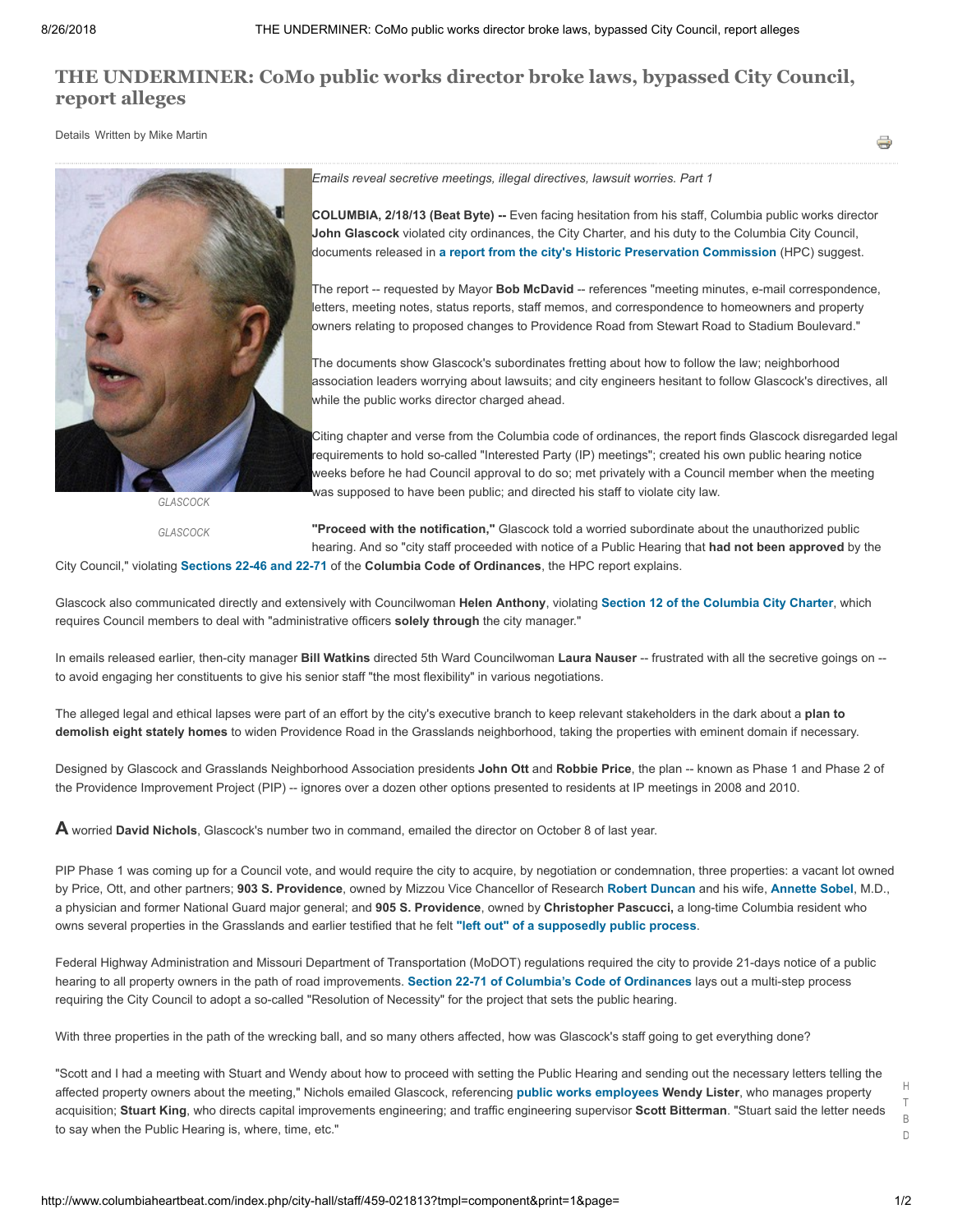# THE UNDERMINER: CoMo public works director broke laws, bypassed City Council, report alleges

Details Written by Mike Martin

GLASCOCK

*Emails reveal secretive meetings, illegal directives, lawsuit worries. Part 1*

**COLUMBIA, 2/18/13 (Beat Byte) --** Even facing hesitation from his staff, Columbia public works director **John Glascock** violated city ordinances, the City Charter, and his duty to the Columbia City Council, documents released in **a report from the city's Historic Preservation Commission** (HPC) suggest.

The report -- requested by Mayor **Bob McDavid** -- references "meeting minutes, e-mail correspondence, letters, meeting notes, status reports, staff memos, and correspondence to homeowners and property owners relating to proposed changes to Providence Road from Stewart Road to Stadium Boulevard."

The documents show Glascock's subordinates fretting about how to follow the law; neighborhood association leaders worrying about lawsuits; and city engineers hesitant to follow Glascock's directives, all while the public works director charged ahead.

Citing chapter and verse from the Columbia code of ordinances, the report finds Glascock disregarded legal requirements to hold so-called "Interested Party (IP) meetings"; created his own public hearing notice weeks before he had Council approval to do so; met privately with a Council member when the meeting was supposed to have been public; and directed his staff to violate city law.

**"Proceed with the notification,"** Glascock told a worried subordinate about the unauthorized public hearing. And so "city staff proceeded with notice of a Public Hearing that **had not been approved** by the City Council," violating **Sections 22-46 and 22-71** of the **Columbia Code of Ordinances**, the HPC report explains.

Glascock also communicated directly and extensively with Councilwoman **Helen Anthony**, violating **Section 12 of the Columbia City Charter**, which requires Council members to deal with "administrative officers **solely through** the city manager."

In emails released earlier, then-city manager **Bill Watkins** directed 5th Ward Councilwoman **Laura Nauser** -- frustrated with all the secretive goings on -- to avoid engaging her constituents to give his senior staff "the most flexibility" in various negotiations.

The alleged legal and ethical lapses were part of an effort by the city's executive branch to keep relevant stakeholders in the dark about a **plan to demolish eight stately homes** to widen Providence Road in the Grasslands neighborhood, taking the properties with eminent domain if necessary.

Designed by Glascock and Grasslands Neighborhood Association presidents **John Ott** and **Robbie Price**, the plan -- known as Phase 1 and Phase 2 of the Providence Improvement Project (PIP) -- ignores over a dozen other options presented to residents at IP meetings in 2008 and 2010.

**A** worried **David Nichols**, Glascock's number two in command, emailed the director on October 8 of last year.

PIP Phase 1 was coming up for a Council vote, and would require the city to acquire, by negotiation or condemnation, three properties: a vacant lot owned by Price, Ott, and other partners; **903 S. Providence**, owned by Mizzou Vice Chancellor of Research **Robert Duncan** and his wife, **Annette Sobel**, M.D., a physician and former National Guard major general; and **905 S. Providence**, owned by **Christopher Pascucci,** a long-time Columbia resident who owns several properties in the Grasslands and earlier testified that he felt **"left out" of a supposedly public process**.

Federal Highway Administration and Missouri Department of Transportation (MoDOT) regulations required the city to provide 21-days notice of a public hearing to all property owners in the path of road improvements. **Section 22-71 of Columbia's Code of Ordinances** lays out a multi-step process requiring the City Council to adopt a so-called "Resolution of Necessity" for the project that sets the public hearing.

With three properties in the path of the wrecking ball, and so many others affected, how was Glascock's staff going to get everything done?

"Scott and I had a meeting with Stuart and Wendy about how to proceed with setting the Public Hearing and sending out the necessary letters telling the affected property owners about the meeting," Nichols emailed Glascock, referencing **public works employees** Wendy Lister, who manages property acquisition; **Stuart King**, who directs capital improvements engineering; and traffic engineering supervisor **Scott Bitterman**. "Stuart said the letter needs to say when the Public Hearing is, where, time, etc."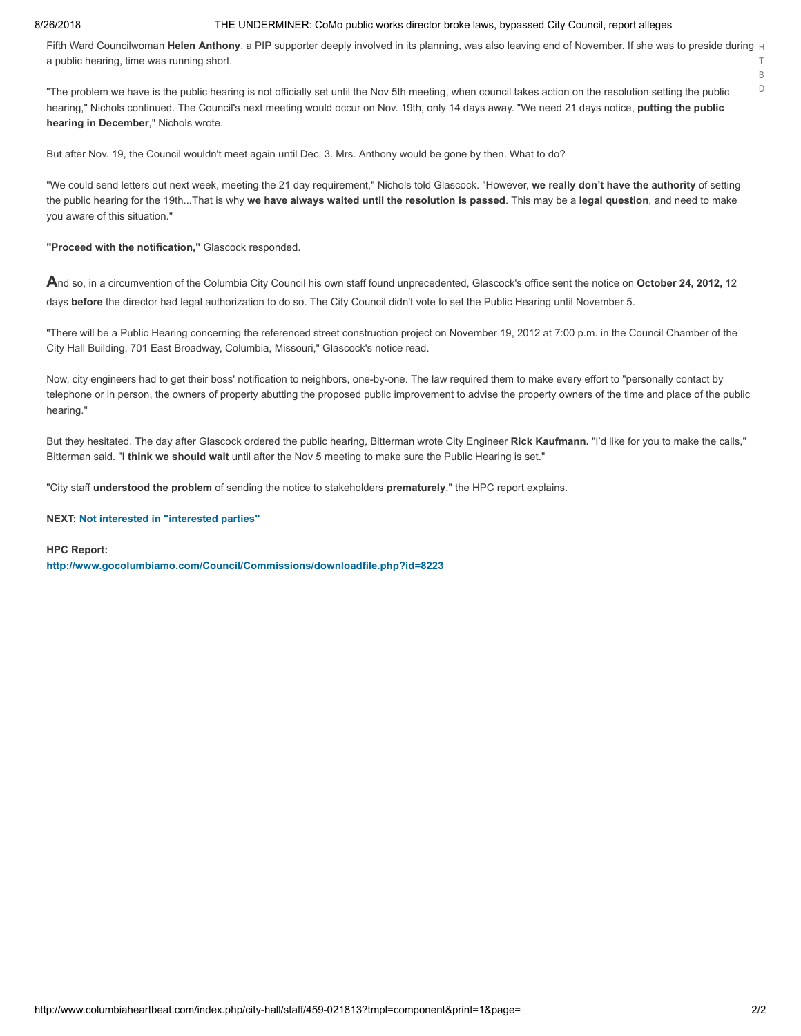Fifth Ward Councilwoman **Helen Anthony**, a PIP supporter deeply involved in its planning, was also leaving end of November. If she was to preside during a public hearing, time was running short.

"The problem we have is the public hearing is not officially set until the Nov 5th meeting, when council takes action on the resolution setting the public hearing," Nichols continued. The Council's next meeting would occur on Nov. 19th, only 14 days away. "We need 21 days notice, **putting the public hearing in December**," Nichols wrote.

But after Nov. 19, the Council wouldn't meet again until Dec. 3. Mrs. Anthony would be gone by then. What to do?

"We could send letters out next week, meeting the 21 day requirement," Nichols told Glascock. "However, **we really don't have the authority** of setting the public hearing for the 19th...That is why **we have always waited until the resolution is passed**. This may be a **legal question**, and need to make you aware of this situation."

**"Proceed with the notification,"** Glascock responded.

**A**nd so, in a circumvention of the Columbia City Council his own staff found unprecedented, Glascock's office sent the notice on **October 24, 2012,** 12 days **before** the director had legal authorization to do so. The City Council didn't vote to set the Public Hearing until November 5.

"There will be a Public Hearing concerning the referenced street construction project on November 19, 2012 at 7:00 p.m. in the Council Chamber of the City Hall Building, 701 East Broadway, Columbia, Missouri," Glascock's notice read.

Now, city engineers had to get their boss' notification to neighbors, one-by-one. The law required them to make every effort to "personally contact by telephone or in person, the owners of property abutting the proposed public improvement to advise the property owners of the time and place of the public hearing."

But they hesitated. The day after Glascock ordered the public hearing, Bitterman wrote City Engineer **Rick Kaufmann.** "I'd like for you to make the calls," Bitterman said. "**I think we should wait** until after the Nov 5 meeting to make sure the Public Hearing is set."

"City staff **understood the problem** of sending the notice to stakeholders **prematurely**," the HPC report explains.

**NEXT: Not interested in "interested parties"**

**HPC Report:**
**http://www.gocolumbiamo.com/Council/Commissions/downloadfile.php?id=8223**